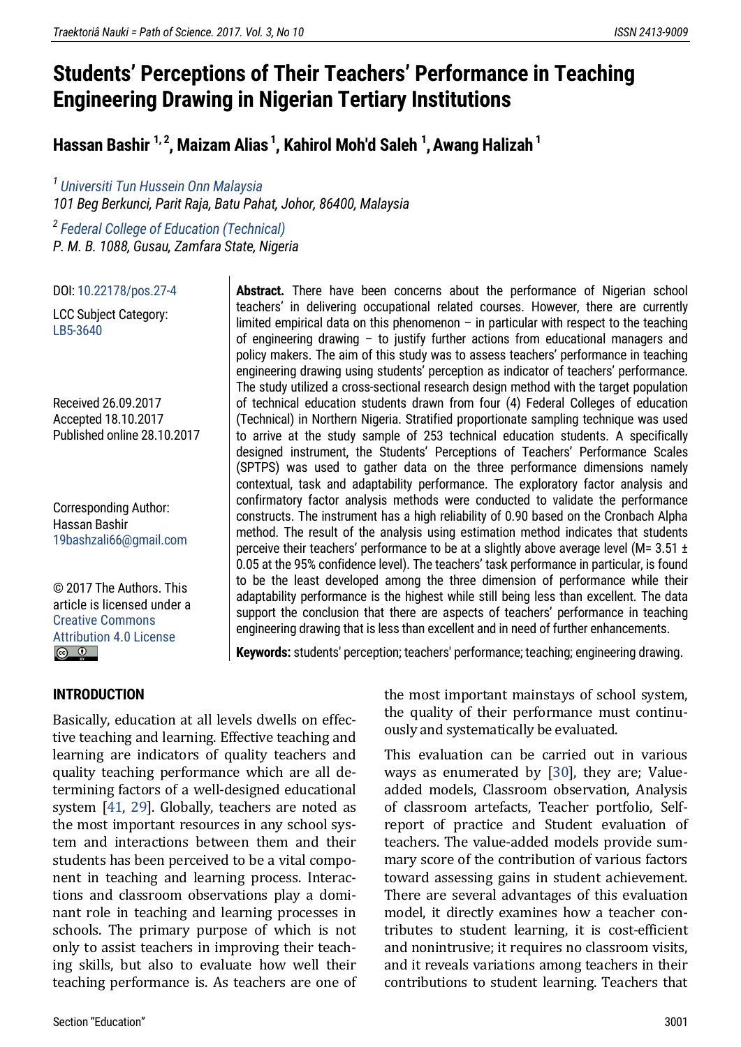# Students' Perceptions of Their Teachers' Performance in Teaching Engineering Drawing in Nigerian Tertiary Institutions

**Hassan Bashir [1, 2], Maizam Alias [1], Kahirol Moh'd Saleh [1], Awang Halizah [1]**

[1] Universiti Tun Hussein Onn Malaysia
*101 Beg Berkunci, Parit Raja, Batu Pahat, Johor, 86400, Malaysia*

[2] Federal College of Education (Technical)
*P. M. B. 1088, Gusau, Zamfara State, Nigeria*

DOI: 10.22178/pos.27-4

LCC Subject Category: LB5-3640

Received 26.09.2017
Accepted 18.10.2017
Published online 28.10.2017

Corresponding Author: Hassan Bashir
19bashzali66@gmail.com

© 2017 The Authors. This article is licensed under a Creative Commons Attribution 4.0 License

**Abstract.** There have been concerns about the performance of Nigerian school teachers' in delivering occupational related courses. However, there are currently limited empirical data on this phenomenon – in particular with respect to the teaching of engineering drawing – to justify further actions from educational managers and policy makers. The aim of this study was to assess teachers' performance in teaching engineering drawing using students' perception as indicator of teachers' performance. The study utilized a cross-sectional research design method with the target population of technical education students drawn from four (4) Federal Colleges of education (Technical) in Northern Nigeria. Stratified proportionate sampling technique was used to arrive at the study sample of 253 technical education students. A specifically designed instrument, the Students' Perceptions of Teachers' Performance Scales (SPTPS) was used to gather data on the three performance dimensions namely contextual, task and adaptability performance. The exploratory factor analysis and confirmatory factor analysis methods were conducted to validate the performance constructs. The instrument has a high reliability of 0.90 based on the Cronbach Alpha method. The result of the analysis using estimation method indicates that students perceive their teachers' performance to be at a slightly above average level (M= 3.51 ± 0.05 at the 95% confidence level). The teachers' task performance in particular, is found to be the least developed among the three dimension of performance while their adaptability performance is the highest while still being less than excellent. The data support the conclusion that there are aspects of teachers' performance in teaching engineering drawing that is less than excellent and in need of further enhancements.

**Keywords:** students' perception; teachers' performance; teaching; engineering drawing.

## INTRODUCTION

Basically, education at all levels dwells on effective teaching and learning. Effective teaching and learning are indicators of quality teachers and quality teaching performance which are all determining factors of a well-designed educational system [41, 29]. Globally, teachers are noted as the most important resources in any school system and interactions between them and their students has been perceived to be a vital component in teaching and learning process. Interactions and classroom observations play a dominant role in teaching and learning processes in schools. The primary purpose of which is not only to assist teachers in improving their teaching skills, but also to evaluate how well their teaching performance is. As teachers are one of the most important mainstays of school system, the quality of their performance must continuously and systematically be evaluated.

This evaluation can be carried out in various ways as enumerated by [30], they are; Value-added models, Classroom observation, Analysis of classroom artefacts, Teacher portfolio, Self-report of practice and Student evaluation of teachers. The value-added models provide summary score of the contribution of various factors toward assessing gains in student achievement. There are several advantages of this evaluation model, it directly examines how a teacher contributes to student learning, it is cost-efficient and nonintrusive; it requires no classroom visits, and it reveals variations among teachers in their contributions to student learning. Teachers that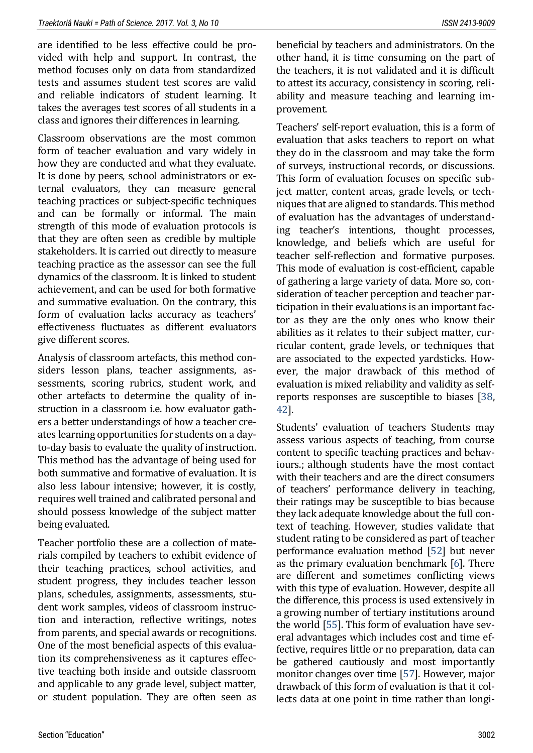are identified to be less effective could be provided with help and support. In contrast, the method focuses only on data from standardized tests and assumes student test scores are valid and reliable indicators of student learning. It takes the averages test scores of all students in a class and ignores their differences in learning.

Classroom observations are the most common form of teacher evaluation and vary widely in how they are conducted and what they evaluate. It is done by peers, school administrators or external evaluators, they can measure general teaching practices or subject-specific techniques and can be formally or informal. The main strength of this mode of evaluation protocols is that they are often seen as credible by multiple stakeholders. It is carried out directly to measure teaching practice as the assessor can see the full dynamics of the classroom. It is linked to student achievement, and can be used for both formative and summative evaluation. On the contrary, this form of evaluation lacks accuracy as teachers' effectiveness fluctuates as different evaluators give different scores.

Analysis of classroom artefacts, this method considers lesson plans, teacher assignments, assessments, scoring rubrics, student work, and other artefacts to determine the quality of instruction in a classroom i.e. how evaluator gathers a better understandings of how a teacher creates learning opportunities for students on a day-to-day basis to evaluate the quality of instruction. This method has the advantage of being used for both summative and formative of evaluation. It is also less labour intensive; however, it is costly, requires well trained and calibrated personal and should possess knowledge of the subject matter being evaluated.

Teacher portfolio these are a collection of materials compiled by teachers to exhibit evidence of their teaching practices, school activities, and student progress, they includes teacher lesson plans, schedules, assignments, assessments, student work samples, videos of classroom instruction and interaction, reflective writings, notes from parents, and special awards or recognitions. One of the most beneficial aspects of this evaluation its comprehensiveness as it captures effective teaching both inside and outside classroom and applicable to any grade level, subject matter, or student population. They are often seen as beneficial by teachers and administrators. On the other hand, it is time consuming on the part of the teachers, it is not validated and it is difficult to attest its accuracy, consistency in scoring, reliability and measure teaching and learning improvement.

Teachers' self-report evaluation, this is a form of evaluation that asks teachers to report on what they do in the classroom and may take the form of surveys, instructional records, or discussions. This form of evaluation focuses on specific subject matter, content areas, grade levels, or techniques that are aligned to standards. This method of evaluation has the advantages of understanding teacher's intentions, thought processes, knowledge, and beliefs which are useful for teacher self-reflection and formative purposes. This mode of evaluation is cost-efficient, capable of gathering a large variety of data. More so, consideration of teacher perception and teacher participation in their evaluations is an important factor as they are the only ones who know their abilities as it relates to their subject matter, curricular content, grade levels, or techniques that are associated to the expected yardsticks. However, the major drawback of this method of evaluation is mixed reliability and validity as self-reports responses are susceptible to biases [38, 42].

Students' evaluation of teachers Students may assess various aspects of teaching, from course content to specific teaching practices and behaviours.; although students have the most contact with their teachers and are the direct consumers of teachers' performance delivery in teaching, their ratings may be susceptible to bias because they lack adequate knowledge about the full context of teaching. However, studies validate that student rating to be considered as part of teacher performance evaluation method [52] but never as the primary evaluation benchmark [6]. There are different and sometimes conflicting views with this type of evaluation. However, despite all the difference, this process is used extensively in a growing number of tertiary institutions around the world [55]. This form of evaluation have several advantages which includes cost and time effective, requires little or no preparation, data can be gathered cautiously and most importantly monitor changes over time [57]. However, major drawback of this form of evaluation is that it collects data at one point in time rather than longi-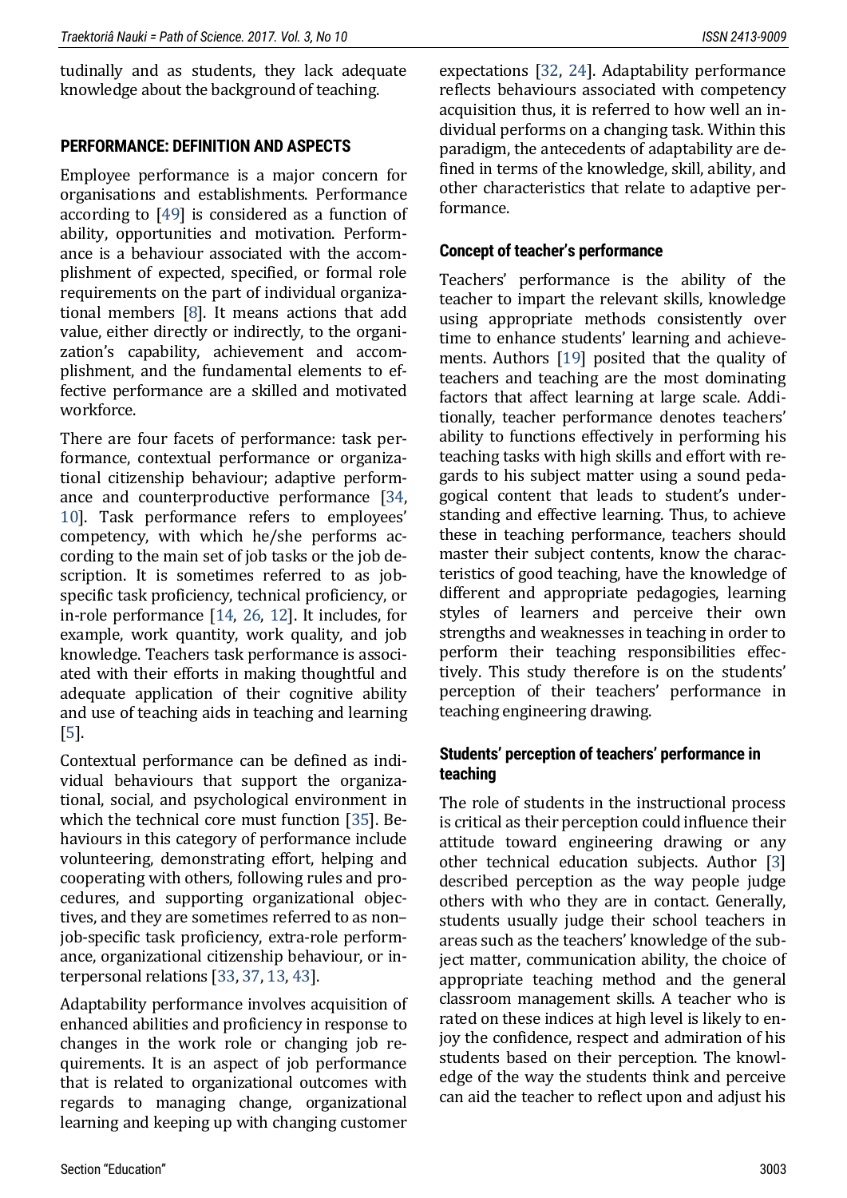tudinally and as students, they lack adequate knowledge about the background of teaching.

## PERFORMANCE: DEFINITION AND ASPECTS

Employee performance is a major concern for organisations and establishments. Performance according to [49] is considered as a function of ability, opportunities and motivation. Performance is a behaviour associated with the accomplishment of expected, specified, or formal role requirements on the part of individual organizational members [8]. It means actions that add value, either directly or indirectly, to the organization's capability, achievement and accomplishment, and the fundamental elements to effective performance are a skilled and motivated workforce.

There are four facets of performance: task performance, contextual performance or organizational citizenship behaviour; adaptive performance and counterproductive performance [34, 10]. Task performance refers to employees' competency, with which he/she performs according to the main set of job tasks or the job description. It is sometimes referred to as job-specific task proficiency, technical proficiency, or in-role performance [14, 26, 12]. It includes, for example, work quantity, work quality, and job knowledge. Teachers task performance is associated with their efforts in making thoughtful and adequate application of their cognitive ability and use of teaching aids in teaching and learning [5].

Contextual performance can be defined as individual behaviours that support the organizational, social, and psychological environment in which the technical core must function [35]. Behaviours in this category of performance include volunteering, demonstrating effort, helping and cooperating with others, following rules and procedures, and supporting organizational objectives, and they are sometimes referred to as non–job-specific task proficiency, extra-role performance, organizational citizenship behaviour, or interpersonal relations [33, 37, 13, 43].

Adaptability performance involves acquisition of enhanced abilities and proficiency in response to changes in the work role or changing job requirements. It is an aspect of job performance that is related to organizational outcomes with regards to managing change, organizational learning and keeping up with changing customer expectations [32, 24]. Adaptability performance reflects behaviours associated with competency acquisition thus, it is referred to how well an individual performs on a changing task. Within this paradigm, the antecedents of adaptability are defined in terms of the knowledge, skill, ability, and other characteristics that relate to adaptive performance.

### Concept of teacher's performance

Teachers' performance is the ability of the teacher to impart the relevant skills, knowledge using appropriate methods consistently over time to enhance students' learning and achievements. Authors [19] posited that the quality of teachers and teaching are the most dominating factors that affect learning at large scale. Additionally, teacher performance denotes teachers' ability to functions effectively in performing his teaching tasks with high skills and effort with regards to his subject matter using a sound pedagogical content that leads to student's understanding and effective learning. Thus, to achieve these in teaching performance, teachers should master their subject contents, know the characteristics of good teaching, have the knowledge of different and appropriate pedagogies, learning styles of learners and perceive their own strengths and weaknesses in teaching in order to perform their teaching responsibilities effectively. This study therefore is on the students' perception of their teachers' performance in teaching engineering drawing.

### Students' perception of teachers' performance in teaching

The role of students in the instructional process is critical as their perception could influence their attitude toward engineering drawing or any other technical education subjects. Author [3] described perception as the way people judge others with who they are in contact. Generally, students usually judge their school teachers in areas such as the teachers' knowledge of the subject matter, communication ability, the choice of appropriate teaching method and the general classroom management skills. A teacher who is rated on these indices at high level is likely to enjoy the confidence, respect and admiration of his students based on their perception. The knowledge of the way the students think and perceive can aid the teacher to reflect upon and adjust his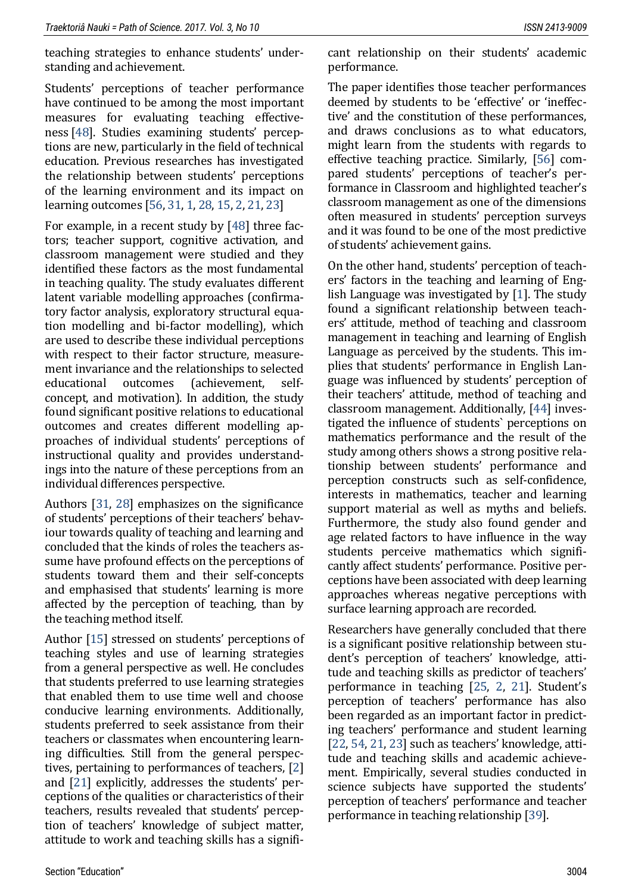teaching strategies to enhance students' understanding and achievement.

Students' perceptions of teacher performance have continued to be among the most important measures for evaluating teaching effectiveness [48]. Studies examining students' perceptions are new, particularly in the field of technical education. Previous researches has investigated the relationship between students' perceptions of the learning environment and its impact on learning outcomes [56, 31, 1, 28, 15, 2, 21, 23]

For example, in a recent study by [48] three factors; teacher support, cognitive activation, and classroom management were studied and they identified these factors as the most fundamental in teaching quality. The study evaluates different latent variable modelling approaches (confirmatory factor analysis, exploratory structural equation modelling and bi-factor modelling), which are used to describe these individual perceptions with respect to their factor structure, measurement invariance and the relationships to selected educational outcomes (achievement, self-concept, and motivation). In addition, the study found significant positive relations to educational outcomes and creates different modelling approaches of individual students' perceptions of instructional quality and provides understandings into the nature of these perceptions from an individual differences perspective.

Authors [31, 28] emphasizes on the significance of students' perceptions of their teachers' behaviour towards quality of teaching and learning and concluded that the kinds of roles the teachers assume have profound effects on the perceptions of students toward them and their self-concepts and emphasised that students' learning is more affected by the perception of teaching, than by the teaching method itself.

Author [15] stressed on students' perceptions of teaching styles and use of learning strategies from a general perspective as well. He concludes that students preferred to use learning strategies that enabled them to use time well and choose conducive learning environments. Additionally, students preferred to seek assistance from their teachers or classmates when encountering learning difficulties. Still from the general perspectives, pertaining to performances of teachers, [2] and [21] explicitly, addresses the students' perceptions of the qualities or characteristics of their teachers, results revealed that students' perception of teachers' knowledge of subject matter, attitude to work and teaching skills has a significant relationship on their students' academic performance.

The paper identifies those teacher performances deemed by students to be 'effective' or 'ineffective' and the constitution of these performances, and draws conclusions as to what educators, might learn from the students with regards to effective teaching practice. Similarly, [56] compared students' perceptions of teacher's performance in Classroom and highlighted teacher's classroom management as one of the dimensions often measured in students' perception surveys and it was found to be one of the most predictive of students' achievement gains.

On the other hand, students' perception of teachers' factors in the teaching and learning of English Language was investigated by [1]. The study found a significant relationship between teachers' attitude, method of teaching and classroom management in teaching and learning of English Language as perceived by the students. This implies that students' performance in English Language was influenced by students' perception of their teachers' attitude, method of teaching and classroom management. Additionally, [44] investigated the influence of students` perceptions on mathematics performance and the result of the study among others shows a strong positive relationship between students' performance and perception constructs such as self-confidence, interests in mathematics, teacher and learning support material as well as myths and beliefs. Furthermore, the study also found gender and age related factors to have influence in the way students perceive mathematics which significantly affect students' performance. Positive perceptions have been associated with deep learning approaches whereas negative perceptions with surface learning approach are recorded.

Researchers have generally concluded that there is a significant positive relationship between student's perception of teachers' knowledge, attitude and teaching skills as predictor of teachers' performance in teaching [25, 2, 21]. Student's perception of teachers' performance has also been regarded as an important factor in predicting teachers' performance and student learning [22, 54, 21, 23] such as teachers' knowledge, attitude and teaching skills and academic achievement. Empirically, several studies conducted in science subjects have supported the students' perception of teachers' performance and teacher performance in teaching relationship [39].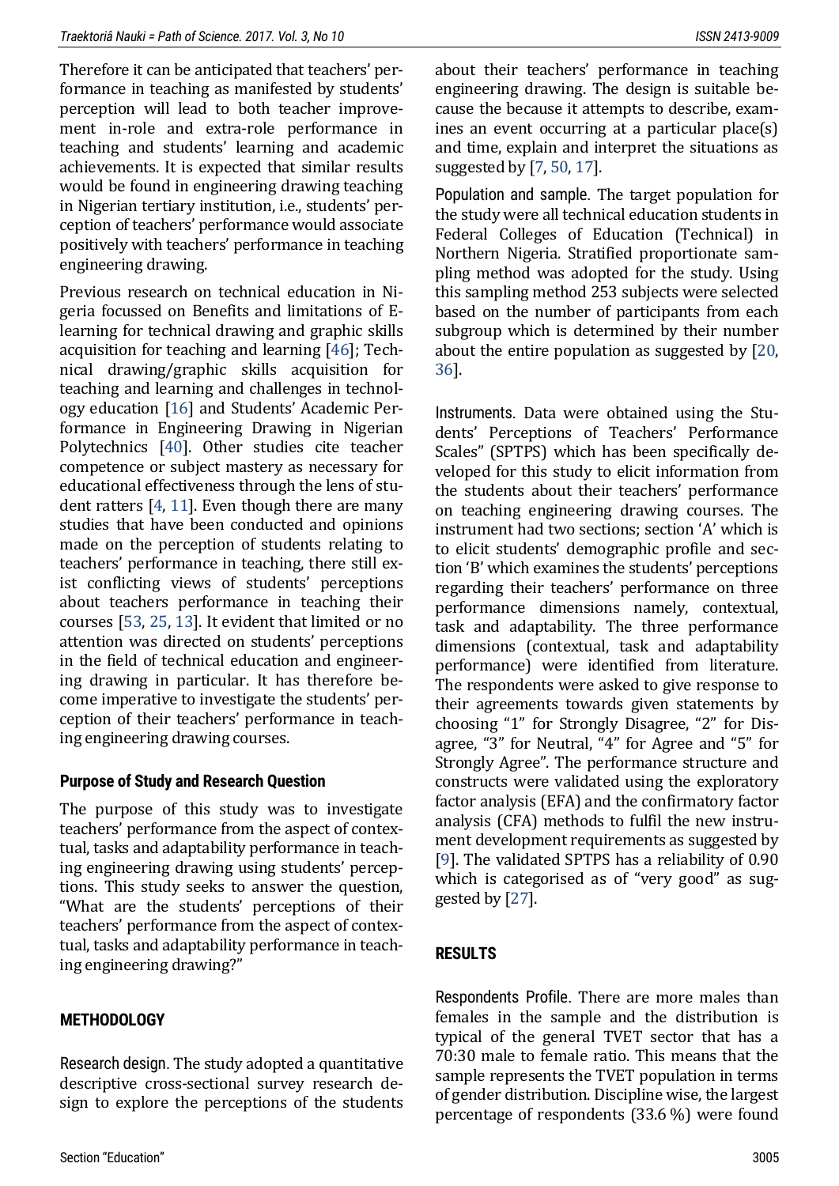Therefore it can be anticipated that teachers' performance in teaching as manifested by students' perception will lead to both teacher improvement in-role and extra-role performance in teaching and students' learning and academic achievements. It is expected that similar results would be found in engineering drawing teaching in Nigerian tertiary institution, i.e., students' perception of teachers' performance would associate positively with teachers' performance in teaching engineering drawing.

Previous research on technical education in Nigeria focussed on Benefits and limitations of E-learning for technical drawing and graphic skills acquisition for teaching and learning [46]; Technical drawing/graphic skills acquisition for teaching and learning and challenges in technology education [16] and Students' Academic Performance in Engineering Drawing in Nigerian Polytechnics [40]. Other studies cite teacher competence or subject mastery as necessary for educational effectiveness through the lens of student ratters [4, 11]. Even though there are many studies that have been conducted and opinions made on the perception of students relating to teachers' performance in teaching, there still exist conflicting views of students' perceptions about teachers performance in teaching their courses [53, 25, 13]. It evident that limited or no attention was directed on students' perceptions in the field of technical education and engineering drawing in particular. It has therefore become imperative to investigate the students' perception of their teachers' performance in teaching engineering drawing courses.

## Purpose of Study and Research Question

The purpose of this study was to investigate teachers' performance from the aspect of contextual, tasks and adaptability performance in teaching engineering drawing using students' perceptions. This study seeks to answer the question, "What are the students' perceptions of their teachers' performance from the aspect of contextual, tasks and adaptability performance in teaching engineering drawing?"

## METHODOLOGY

Research design. The study adopted a quantitative descriptive cross-sectional survey research design to explore the perceptions of the students about their teachers' performance in teaching engineering drawing. The design is suitable because the because it attempts to describe, examines an event occurring at a particular place(s) and time, explain and interpret the situations as suggested by [7, 50, 17].

Population and sample. The target population for the study were all technical education students in Federal Colleges of Education (Technical) in Northern Nigeria. Stratified proportionate sampling method was adopted for the study. Using this sampling method 253 subjects were selected based on the number of participants from each subgroup which is determined by their number about the entire population as suggested by [20, 36].

Instruments. Data were obtained using the Students' Perceptions of Teachers' Performance Scales" (SPTPS) which has been specifically developed for this study to elicit information from the students about their teachers' performance on teaching engineering drawing courses. The instrument had two sections; section 'A' which is to elicit students' demographic profile and section 'B' which examines the students' perceptions regarding their teachers' performance on three performance dimensions namely, contextual, task and adaptability. The three performance dimensions (contextual, task and adaptability performance) were identified from literature. The respondents were asked to give response to their agreements towards given statements by choosing "1" for Strongly Disagree, "2" for Disagree, "3" for Neutral, "4" for Agree and "5" for Strongly Agree". The performance structure and constructs were validated using the exploratory factor analysis (EFA) and the confirmatory factor analysis (CFA) methods to fulfil the new instrument development requirements as suggested by [9]. The validated SPTPS has a reliability of 0.90 which is categorised as of "very good" as suggested by [27].

## RESULTS

Respondents Profile. There are more males than females in the sample and the distribution is typical of the general TVET sector that has a 70:30 male to female ratio. This means that the sample represents the TVET population in terms of gender distribution. Discipline wise, the largest percentage of respondents (33.6 %) were found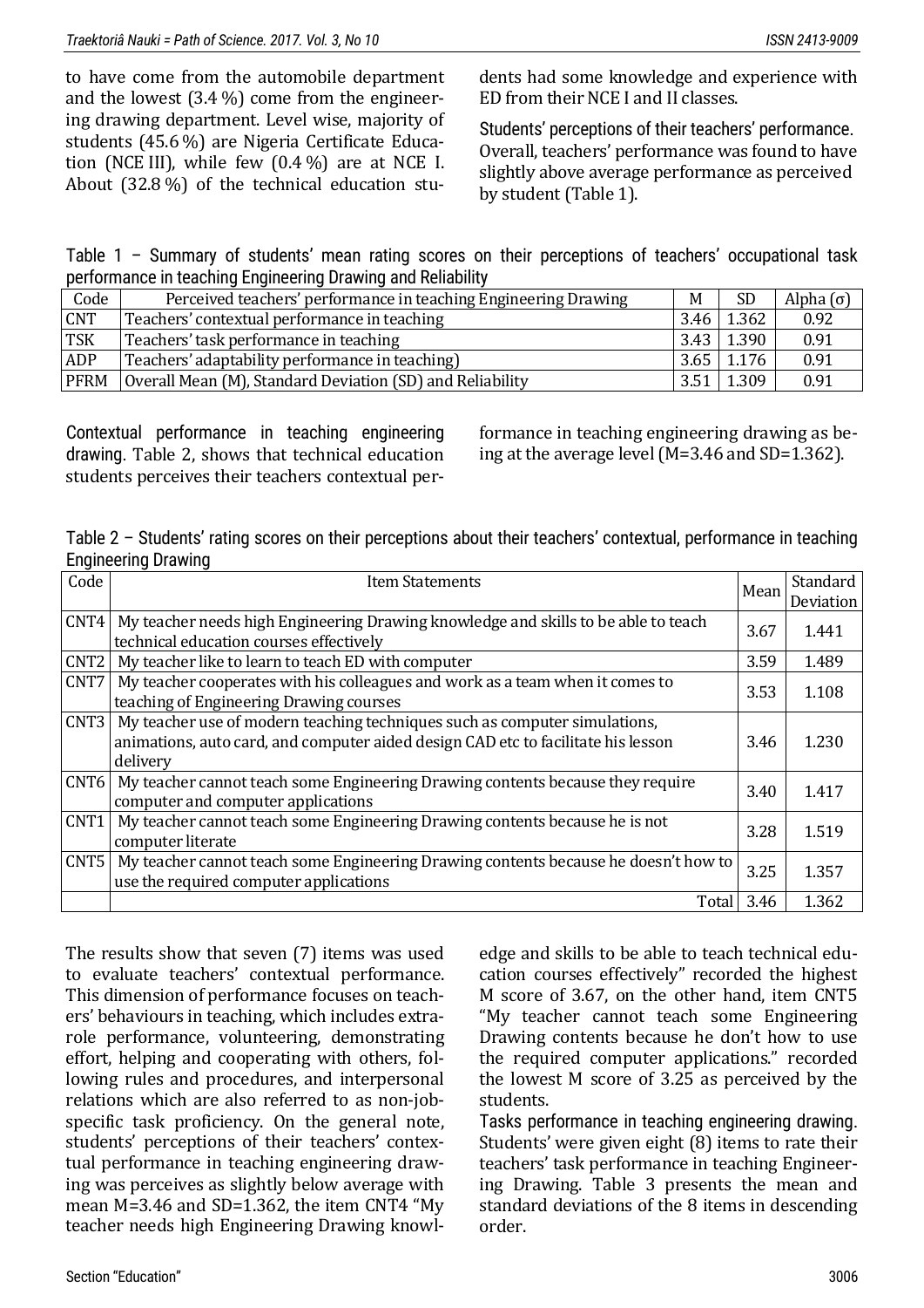to have come from the automobile department and the lowest (3.4 %) come from the engineering drawing department. Level wise, majority of students (45.6 %) are Nigeria Certificate Education (NCE III), while few (0.4 %) are at NCE I. About (32.8 %) of the technical education students had some knowledge and experience with ED from their NCE I and II classes.

Students' perceptions of their teachers' performance. Overall, teachers' performance was found to have slightly above average performance as perceived by student (Table 1).

Table 1 – Summary of students' mean rating scores on their perceptions of teachers' occupational task performance in teaching Engineering Drawing and Reliability

| Code | Perceived teachers' performance in teaching Engineering Drawing | M | SD | Alpha (σ) |
|---|---|---|---|---|
| CNT | Teachers' contextual performance in teaching | 3.46 | 1.362 | 0.92 |
| TSK | Teachers' task performance in teaching | 3.43 | 1.390 | 0.91 |
| ADP | Teachers' adaptability performance in teaching) | 3.65 | 1.176 | 0.91 |
| PFRM | Overall Mean (M), Standard Deviation (SD) and Reliability | 3.51 | 1.309 | 0.91 |

Contextual performance in teaching engineering drawing. Table 2, shows that technical education students perceives their teachers contextual performance in teaching engineering drawing as being at the average level (M=3.46 and SD=1.362).

Table 2 – Students' rating scores on their perceptions about their teachers' contextual, performance in teaching Engineering Drawing

| Code | Item Statements | Mean | Standard Deviation |
|---|---|---|---|
| CNT4 | My teacher needs high Engineering Drawing knowledge and skills to be able to teach technical education courses effectively | 3.67 | 1.441 |
| CNT2 | My teacher like to learn to teach ED with computer | 3.59 | 1.489 |
| CNT7 | My teacher cooperates with his colleagues and work as a team when it comes to teaching of Engineering Drawing courses | 3.53 | 1.108 |
| CNT3 | My teacher use of modern teaching techniques such as computer simulations, animations, auto card, and computer aided design CAD etc to facilitate his lesson delivery | 3.46 | 1.230 |
| CNT6 | My teacher cannot teach some Engineering Drawing contents because they require computer and computer applications | 3.40 | 1.417 |
| CNT1 | My teacher cannot teach some Engineering Drawing contents because he is not computer literate | 3.28 | 1.519 |
| CNT5 | My teacher cannot teach some Engineering Drawing contents because he doesn't how to use the required computer applications | 3.25 | 1.357 |
| | Total | 3.46 | 1.362 |

The results show that seven (7) items was used to evaluate teachers' contextual performance. This dimension of performance focuses on teachers' behaviours in teaching, which includes extra-role performance, volunteering, demonstrating effort, helping and cooperating with others, following rules and procedures, and interpersonal relations which are also referred to as non-job-specific task proficiency. On the general note, students' perceptions of their teachers' contextual performance in teaching engineering drawing was perceives as slightly below average with mean M=3.46 and SD=1.362, the item CNT4 "My teacher needs high Engineering Drawing knowledge and skills to be able to teach technical education courses effectively" recorded the highest M score of 3.67, on the other hand, item CNT5 "My teacher cannot teach some Engineering Drawing contents because he don't how to use the required computer applications." recorded the lowest M score of 3.25 as perceived by the students.

Tasks performance in teaching engineering drawing. Students' were given eight (8) items to rate their teachers' task performance in teaching Engineering Drawing. Table 3 presents the mean and standard deviations of the 8 items in descending order.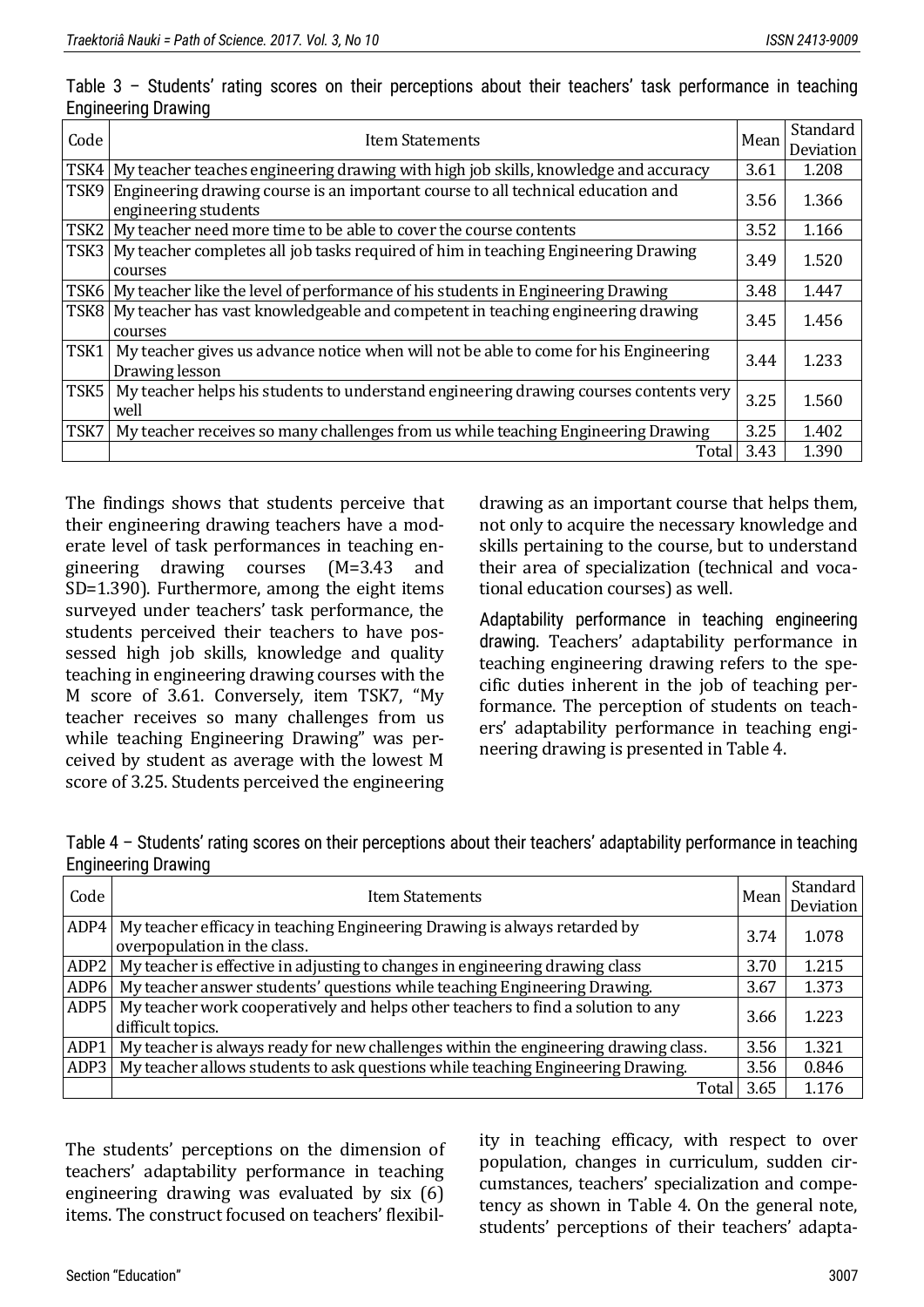Table 3 – Students' rating scores on their perceptions about their teachers' task performance in teaching Engineering Drawing

| Code | Item Statements | Mean | Standard Deviation |
|---|---|---|---|
| TSK4 | My teacher teaches engineering drawing with high job skills, knowledge and accuracy | 3.61 | 1.208 |
| TSK9 | Engineering drawing course is an important course to all technical education and engineering students | 3.56 | 1.366 |
| TSK2 | My teacher need more time to be able to cover the course contents | 3.52 | 1.166 |
| TSK3 | My teacher completes all job tasks required of him in teaching Engineering Drawing courses | 3.49 | 1.520 |
| TSK6 | My teacher like the level of performance of his students in Engineering Drawing | 3.48 | 1.447 |
| TSK8 | My teacher has vast knowledgeable and competent in teaching engineering drawing courses | 3.45 | 1.456 |
| TSK1 | My teacher gives us advance notice when will not be able to come for his Engineering Drawing lesson | 3.44 | 1.233 |
| TSK5 | My teacher helps his students to understand engineering drawing courses contents very well | 3.25 | 1.560 |
| TSK7 | My teacher receives so many challenges from us while teaching Engineering Drawing | 3.25 | 1.402 |
| | Total | 3.43 | 1.390 |

The findings shows that students perceive that their engineering drawing teachers have a moderate level of task performances in teaching engineering drawing courses (M=3.43 and SD=1.390). Furthermore, among the eight items surveyed under teachers' task performance, the students perceived their teachers to have possessed high job skills, knowledge and quality teaching in engineering drawing courses with the M score of 3.61. Conversely, item TSK7, "My teacher receives so many challenges from us while teaching Engineering Drawing" was perceived by student as average with the lowest M score of 3.25. Students perceived the engineering drawing as an important course that helps them, not only to acquire the necessary knowledge and skills pertaining to the course, but to understand their area of specialization (technical and vocational education courses) as well.

**Adaptability performance in teaching engineering drawing.** Teachers' adaptability performance in teaching engineering drawing refers to the specific duties inherent in the job of teaching performance. The perception of students on teachers' adaptability performance in teaching engineering drawing is presented in Table 4.

Table 4 – Students' rating scores on their perceptions about their teachers' adaptability performance in teaching Engineering Drawing

| Code | Item Statements | Mean | Standard Deviation |
|---|---|---|---|
| ADP4 | My teacher efficacy in teaching Engineering Drawing is always retarded by overpopulation in the class. | 3.74 | 1.078 |
| ADP2 | My teacher is effective in adjusting to changes in engineering drawing class | 3.70 | 1.215 |
| ADP6 | My teacher answer students' questions while teaching Engineering Drawing. | 3.67 | 1.373 |
| ADP5 | My teacher work cooperatively and helps other teachers to find a solution to any difficult topics. | 3.66 | 1.223 |
| ADP1 | My teacher is always ready for new challenges within the engineering drawing class. | 3.56 | 1.321 |
| ADP3 | My teacher allows students to ask questions while teaching Engineering Drawing. | 3.56 | 0.846 |
| | Total | 3.65 | 1.176 |

The students' perceptions on the dimension of teachers' adaptability performance in teaching engineering drawing was evaluated by six (6) items. The construct focused on teachers' flexibility in teaching efficacy, with respect to over population, changes in curriculum, sudden circumstances, teachers' specialization and competency as shown in Table 4. On the general note, students' perceptions of their teachers' adapta-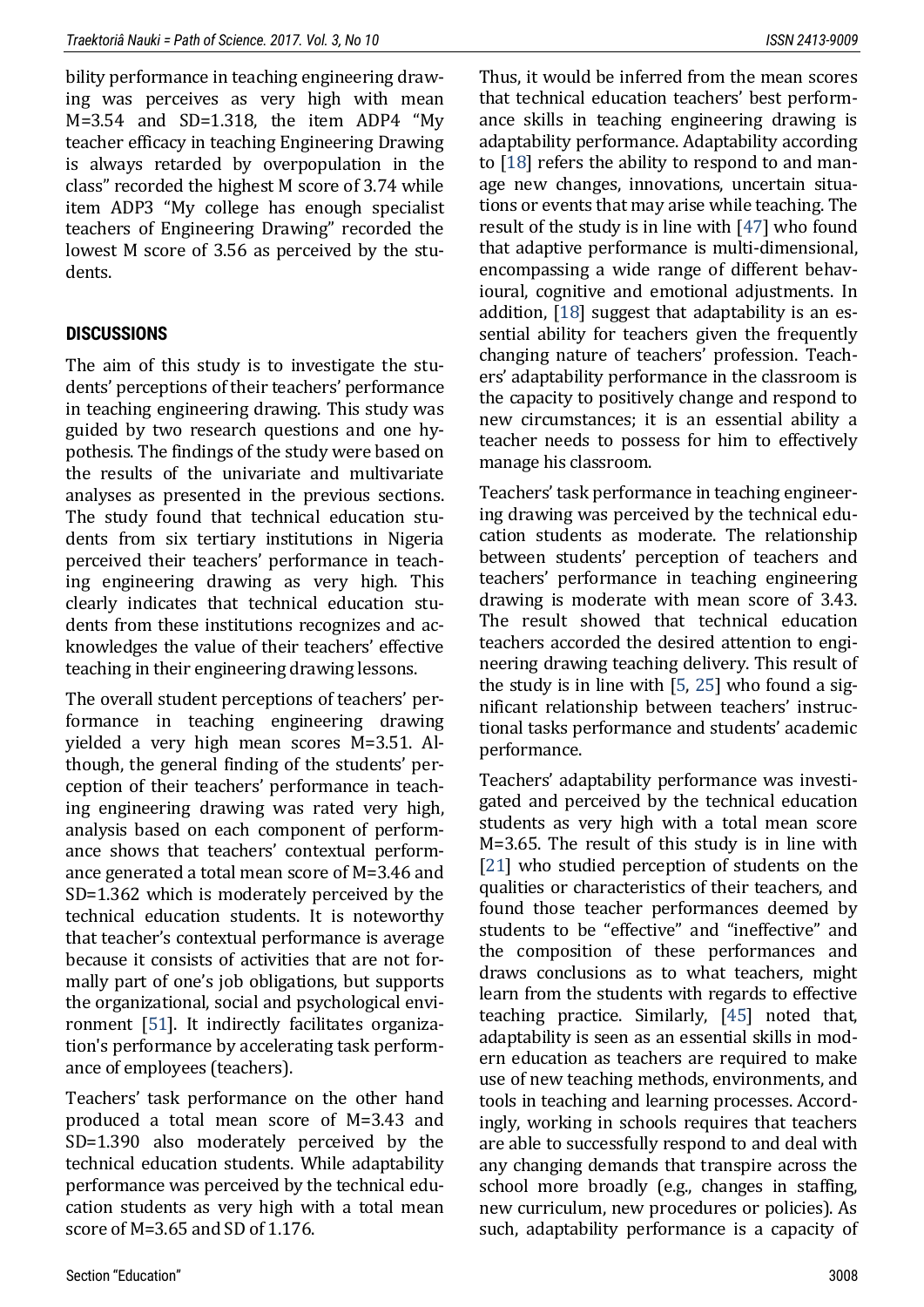bility performance in teaching engineering drawing was perceives as very high with mean M=3.54 and SD=1.318, the item ADP4 "My teacher efficacy in teaching Engineering Drawing is always retarded by overpopulation in the class" recorded the highest M score of 3.74 while item ADP3 "My college has enough specialist teachers of Engineering Drawing" recorded the lowest M score of 3.56 as perceived by the students.

## DISCUSSIONS

The aim of this study is to investigate the students' perceptions of their teachers' performance in teaching engineering drawing. This study was guided by two research questions and one hypothesis. The findings of the study were based on the results of the univariate and multivariate analyses as presented in the previous sections. The study found that technical education students from six tertiary institutions in Nigeria perceived their teachers' performance in teaching engineering drawing as very high. This clearly indicates that technical education students from these institutions recognizes and acknowledges the value of their teachers' effective teaching in their engineering drawing lessons.

The overall student perceptions of teachers' performance in teaching engineering drawing yielded a very high mean scores M=3.51. Although, the general finding of the students' perception of their teachers' performance in teaching engineering drawing was rated very high, analysis based on each component of performance shows that teachers' contextual performance generated a total mean score of M=3.46 and SD=1.362 which is moderately perceived by the technical education students. It is noteworthy that teacher's contextual performance is average because it consists of activities that are not formally part of one's job obligations, but supports the organizational, social and psychological environment [51]. It indirectly facilitates organization's performance by accelerating task performance of employees (teachers).

Teachers' task performance on the other hand produced a total mean score of M=3.43 and SD=1.390 also moderately perceived by the technical education students. While adaptability performance was perceived by the technical education students as very high with a total mean score of M=3.65 and SD of 1.176.

Thus, it would be inferred from the mean scores that technical education teachers' best performance skills in teaching engineering drawing is adaptability performance. Adaptability according to [18] refers the ability to respond to and manage new changes, innovations, uncertain situations or events that may arise while teaching. The result of the study is in line with [47] who found that adaptive performance is multi-dimensional, encompassing a wide range of different behavioural, cognitive and emotional adjustments. In addition, [18] suggest that adaptability is an essential ability for teachers given the frequently changing nature of teachers' profession. Teachers' adaptability performance in the classroom is the capacity to positively change and respond to new circumstances; it is an essential ability a teacher needs to possess for him to effectively manage his classroom.

Teachers' task performance in teaching engineering drawing was perceived by the technical education students as moderate. The relationship between students' perception of teachers and teachers' performance in teaching engineering drawing is moderate with mean score of 3.43. The result showed that technical education teachers accorded the desired attention to engineering drawing teaching delivery. This result of the study is in line with [5, 25] who found a significant relationship between teachers' instructional tasks performance and students' academic performance.

Teachers' adaptability performance was investigated and perceived by the technical education students as very high with a total mean score M=3.65. The result of this study is in line with [21] who studied perception of students on the qualities or characteristics of their teachers, and found those teacher performances deemed by students to be "effective" and "ineffective" and the composition of these performances and draws conclusions as to what teachers, might learn from the students with regards to effective teaching practice. Similarly, [45] noted that, adaptability is seen as an essential skills in modern education as teachers are required to make use of new teaching methods, environments, and tools in teaching and learning processes. Accordingly, working in schools requires that teachers are able to successfully respond to and deal with any changing demands that transpire across the school more broadly (e.g., changes in staffing, new curriculum, new procedures or policies). As such, adaptability performance is a capacity of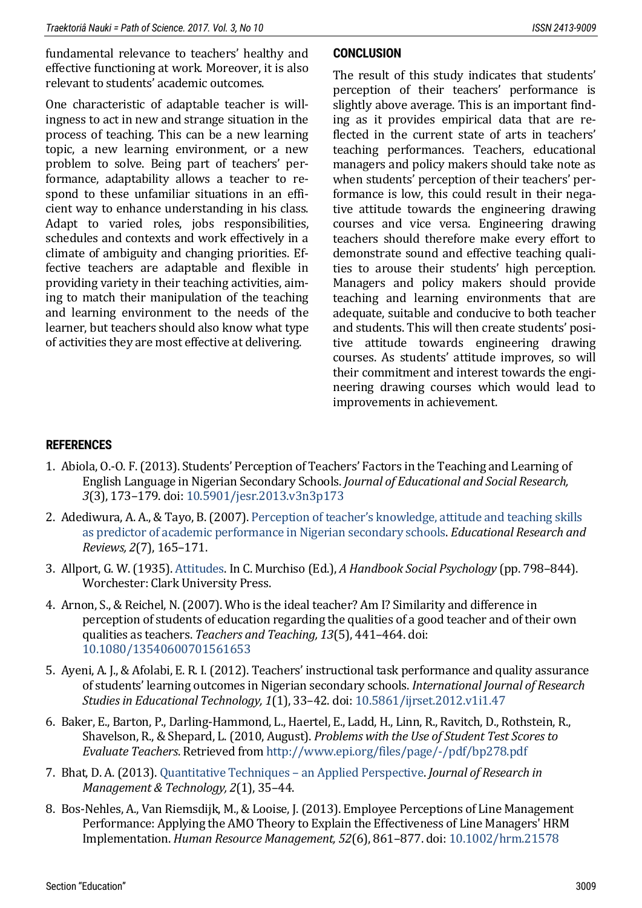fundamental relevance to teachers' healthy and effective functioning at work. Moreover, it is also relevant to students' academic outcomes.

One characteristic of adaptable teacher is willingness to act in new and strange situation in the process of teaching. This can be a new learning topic, a new learning environment, or a new problem to solve. Being part of teachers' performance, adaptability allows a teacher to respond to these unfamiliar situations in an efficient way to enhance understanding in his class. Adapt to varied roles, jobs responsibilities, schedules and contexts and work effectively in a climate of ambiguity and changing priorities. Effective teachers are adaptable and flexible in providing variety in their teaching activities, aiming to match their manipulation of the teaching and learning environment to the needs of the learner, but teachers should also know what type of activities they are most effective at delivering.

## CONCLUSION

The result of this study indicates that students' perception of their teachers' performance is slightly above average. This is an important finding as it provides empirical data that are reflected in the current state of arts in teachers' teaching performances. Teachers, educational managers and policy makers should take note as when students' perception of their teachers' performance is low, this could result in their negative attitude towards the engineering drawing courses and vice versa. Engineering drawing teachers should therefore make every effort to demonstrate sound and effective teaching qualities to arouse their students' high perception. Managers and policy makers should provide teaching and learning environments that are adequate, suitable and conducive to both teacher and students. This will then create students' positive attitude towards engineering drawing courses. As students' attitude improves, so will their commitment and interest towards the engineering drawing courses which would lead to improvements in achievement.

## REFERENCES

1. Abiola, O.-O. F. (2013). Students' Perception of Teachers' Factors in the Teaching and Learning of English Language in Nigerian Secondary Schools. *Journal of Educational and Social Research, 3*(3), 173–179. doi: 10.5901/jesr.2013.v3n3p173
2. Adediwura, A. A., & Tayo, B. (2007). Perception of teacher's knowledge, attitude and teaching skills as predictor of academic performance in Nigerian secondary schools. *Educational Research and Reviews, 2*(7), 165–171.
3. Allport, G. W. (1935). Attitudes. In C. Murchiso (Ed.), *A Handbook Social Psychology* (pp. 798–844). Worchester: Clark University Press.
4. Arnon, S., & Reichel, N. (2007). Who is the ideal teacher? Am I? Similarity and difference in perception of students of education regarding the qualities of a good teacher and of their own qualities as teachers. *Teachers and Teaching, 13*(5), 441–464. doi: 10.1080/13540600701561653
5. Ayeni, A. J., & Afolabi, E. R. I. (2012). Teachers' instructional task performance and quality assurance of students' learning outcomes in Nigerian secondary schools. *International Journal of Research Studies in Educational Technology, 1*(1), 33–42. doi: 10.5861/ijrset.2012.v1i1.47
6. Baker, E., Barton, P., Darling-Hammond, L., Haertel, E., Ladd, H., Linn, R., Ravitch, D., Rothstein, R., Shavelson, R., & Shepard, L. (2010, August). *Problems with the Use of Student Test Scores to Evaluate Teachers*. Retrieved from http://www.epi.org/files/page/-/pdf/bp278.pdf
7. Bhat, D. A. (2013). Quantitative Techniques – an Applied Perspective. *Journal of Research in Management & Technology, 2*(1), 35–44.
8. Bos-Nehles, A., Van Riemsdijk, M., & Looise, J. (2013). Employee Perceptions of Line Management Performance: Applying the AMO Theory to Explain the Effectiveness of Line Managers' HRM Implementation. *Human Resource Management, 52*(6), 861–877. doi: 10.1002/hrm.21578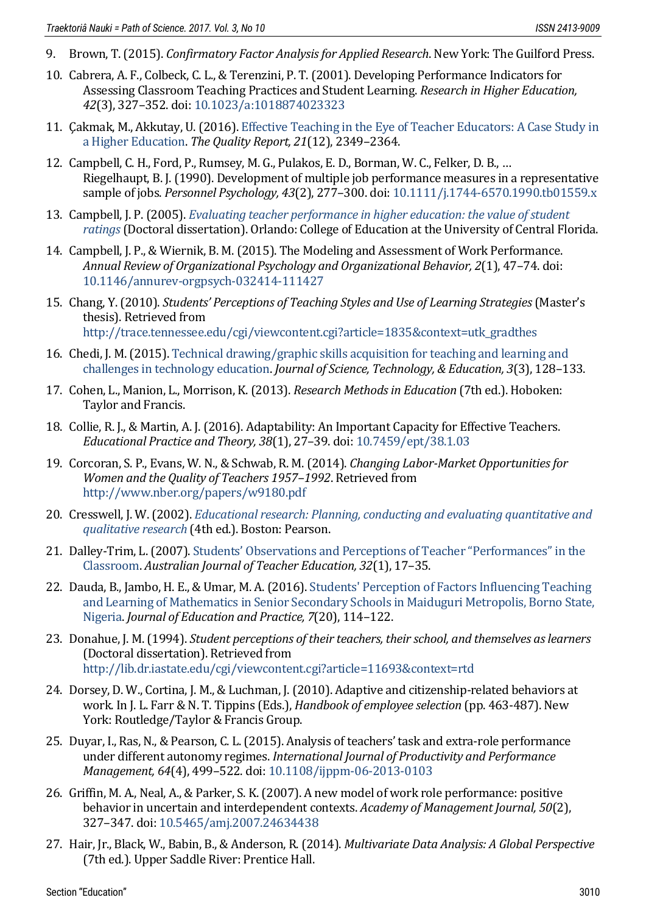9. Brown, T. (2015). *Confirmatory Factor Analysis for Applied Research*. New York: The Guilford Press.
10. Cabrera, A. F., Colbeck, C. L., & Terenzini, P. T. (2001). Developing Performance Indicators for Assessing Classroom Teaching Practices and Student Learning. *Research in Higher Education, 42*(3), 327–352. doi: 10.1023/a:1018874023323
11. Çakmak, M., Akkutay, U. (2016). Effective Teaching in the Eye of Teacher Educators: A Case Study in a Higher Education. *The Quality Report, 21*(12), 2349–2364.
12. Campbell, C. H., Ford, P., Rumsey, M. G., Pulakos, E. D., Borman, W. C., Felker, D. B., … Riegelhaupt, B. J. (1990). Development of multiple job performance measures in a representative sample of jobs. *Personnel Psychology, 43*(2), 277–300. doi: 10.1111/j.1744-6570.1990.tb01559.x
13. Campbell, J. P. (2005). *Evaluating teacher performance in higher education: the value of student ratings* (Doctoral dissertation). Orlando: College of Education at the University of Central Florida.
14. Campbell, J. P., & Wiernik, B. M. (2015). The Modeling and Assessment of Work Performance. *Annual Review of Organizational Psychology and Organizational Behavior, 2*(1), 47–74. doi: 10.1146/annurev-orgpsych-032414-111427
15. Chang, Y. (2010). *Students' Perceptions of Teaching Styles and Use of Learning Strategies* (Master's thesis). Retrieved from http://trace.tennessee.edu/cgi/viewcontent.cgi?article=1835&context=utk_gradthes
16. Chedi, J. M. (2015). Technical drawing/graphic skills acquisition for teaching and learning and challenges in technology education. *Journal of Science, Technology, & Education, 3*(3), 128–133.
17. Cohen, L., Manion, L., Morrison, K. (2013). *Research Methods in Education* (7th ed.). Hoboken: Taylor and Francis.
18. Collie, R. J., & Martin, A. J. (2016). Adaptability: An Important Capacity for Effective Teachers. *Educational Practice and Theory, 38*(1), 27–39. doi: 10.7459/ept/38.1.03
19. Corcoran, S. P., Evans, W. N., & Schwab, R. M. (2014). *Changing Labor-Market Opportunities for Women and the Quality of Teachers 1957–1992*. Retrieved from http://www.nber.org/papers/w9180.pdf
20. Cresswell, J. W. (2002). *Educational research: Planning, conducting and evaluating quantitative and qualitative research* (4th ed.). Boston: Pearson.
21. Dalley-Trim, L. (2007). Students' Observations and Perceptions of Teacher "Performances" in the Classroom. *Australian Journal of Teacher Education, 32*(1), 17–35.
22. Dauda, B., Jambo, H. E., & Umar, M. A. (2016). Students' Perception of Factors Influencing Teaching and Learning of Mathematics in Senior Secondary Schools in Maiduguri Metropolis, Borno State, Nigeria. *Journal of Education and Practice, 7*(20), 114–122.
23. Donahue, J. M. (1994). *Student perceptions of their teachers, their school, and themselves as learners* (Doctoral dissertation). Retrieved from http://lib.dr.iastate.edu/cgi/viewcontent.cgi?article=11693&context=rtd
24. Dorsey, D. W., Cortina, J. M., & Luchman, J. (2010). Adaptive and citizenship-related behaviors at work. In J. L. Farr & N. T. Tippins (Eds.), *Handbook of employee selection* (pp. 463-487). New York: Routledge/Taylor & Francis Group.
25. Duyar, I., Ras, N., & Pearson, C. L. (2015). Analysis of teachers' task and extra-role performance under different autonomy regimes. *International Journal of Productivity and Performance Management, 64*(4), 499–522. doi: 10.1108/ijppm-06-2013-0103
26. Griffin, M. A., Neal, A., & Parker, S. K. (2007). A new model of work role performance: positive behavior in uncertain and interdependent contexts. *Academy of Management Journal, 50*(2), 327–347. doi: 10.5465/amj.2007.24634438
27. Hair, Jr., Black, W., Babin, B., & Anderson, R. (2014). *Multivariate Data Analysis: A Global Perspective* (7th ed.). Upper Saddle River: Prentice Hall.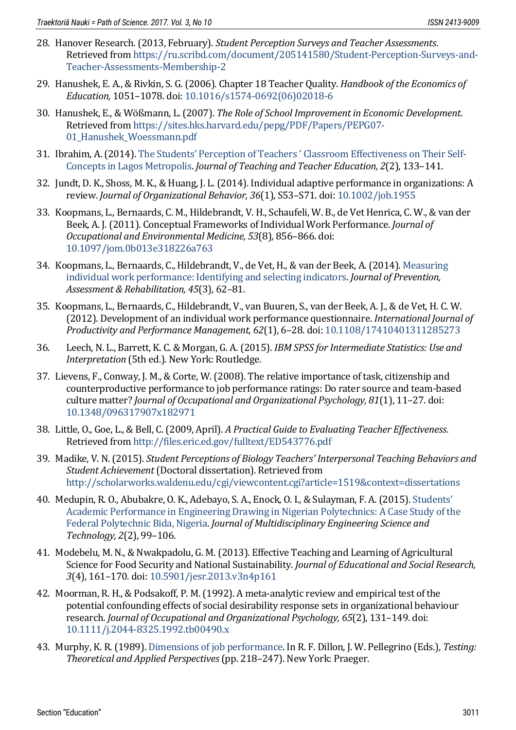28. Hanover Research. (2013, February). *Student Perception Surveys and Teacher Assessments*. Retrieved from https://ru.scribd.com/document/205141580/Student-Perception-Surveys-and-Teacher-Assessments-Membership-2
29. Hanushek, E. A., & Rivkin, S. G. (2006). Chapter 18 Teacher Quality. *Handbook of the Economics of Education,* 1051–1078. doi: 10.1016/s1574-0692(06)02018-6
30. Hanushek, E., & Wößmann, L. (2007). *The Role of School Improvement in Economic Development*. Retrieved from https://sites.hks.harvard.edu/pepg/PDF/Papers/PEPG07-01_Hanushek_Woessmann.pdf
31. Ibrahim, A. (2014). The Students' Perception of Teachers ' Classroom Effectiveness on Their Self-Concepts in Lagos Metropolis. *Journal of Teaching and Teacher Education, 2*(2), 133–141.
32. Jundt, D. K., Shoss, M. K., & Huang, J. L. (2014). Individual adaptive performance in organizations: A review. *Journal of Organizational Behavior, 36*(1), S53–S71. doi: 10.1002/job.1955
33. Koopmans, L., Bernaards, C. M., Hildebrandt, V. H., Schaufeli, W. B., de Vet Henrica, C. W., & van der Beek, A. J. (2011). Conceptual Frameworks of Individual Work Performance. *Journal of Occupational and Environmental Medicine, 53*(8), 856–866. doi: 10.1097/jom.0b013e318226a763
34. Koopmans, L., Bernaards, C., Hildebrandt, V., de Vet, H., & van der Beek, A. (2014). Measuring individual work performance: Identifying and selecting indicators. *Journal of Prevention, Assessment & Rehabilitation, 45*(3), 62–81.
35. Koopmans, L., Bernaards, C., Hildebrandt, V., van Buuren, S., van der Beek, A. J., & de Vet, H. C. W. (2012). Development of an individual work performance questionnaire. *International Journal of Productivity and Performance Management, 62*(1), 6–28. doi: 10.1108/17410401311285273
36. Leech, N. L., Barrett, K. C. & Morgan, G. A. (2015). *IBM SPSS for Intermediate Statistics: Use and Interpretation* (5th ed.). New York: Routledge.
37. Lievens, F., Conway, J. M., & Corte, W. (2008). The relative importance of task, citizenship and counterproductive performance to job performance ratings: Do rater source and team-based culture matter? *Journal of Occupational and Organizational Psychology, 81*(1), 11–27. doi: 10.1348/096317907x182971
38. Little, O., Goe, L., & Bell, C. (2009, April). *A Practical Guide to Evaluating Teacher Effectiveness*. Retrieved from http://files.eric.ed.gov/fulltext/ED543776.pdf
39. Madike, V. N. (2015). *Student Perceptions of Biology Teachers' Interpersonal Teaching Behaviors and Student Achievement* (Doctoral dissertation). Retrieved from http://scholarworks.waldenu.edu/cgi/viewcontent.cgi?article=1519&context=dissertations
40. Medupin, R. O., Abubakre, O. K., Adebayo, S. A., Enock, O. I., & Sulayman, F. A. (2015). Students' Academic Performance in Engineering Drawing in Nigerian Polytechnics: A Case Study of the Federal Polytechnic Bida, Nigeria. *Journal of Multidisciplinary Engineering Science and Technology, 2*(2), 99–106.
41. Modebelu, M. N., & Nwakpadolu, G. M. (2013). Effective Teaching and Learning of Agricultural Science for Food Security and National Sustainability. *Journal of Educational and Social Research, 3*(4), 161–170. doi: 10.5901/jesr.2013.v3n4p161
42. Moorman, R. H., & Podsakoff, P. M. (1992). A meta-analytic review and empirical test of the potential confounding effects of social desirability response sets in organizational behaviour research. *Journal of Occupational and Organizational Psychology, 65*(2), 131–149. doi: 10.1111/j.2044-8325.1992.tb00490.x
43. Murphy, K. R. (1989). Dimensions of job performance. In R. F. Dillon, J. W. Pellegrino (Eds.), *Testing: Theoretical and Applied Perspectives* (pp. 218–247). New York: Praeger.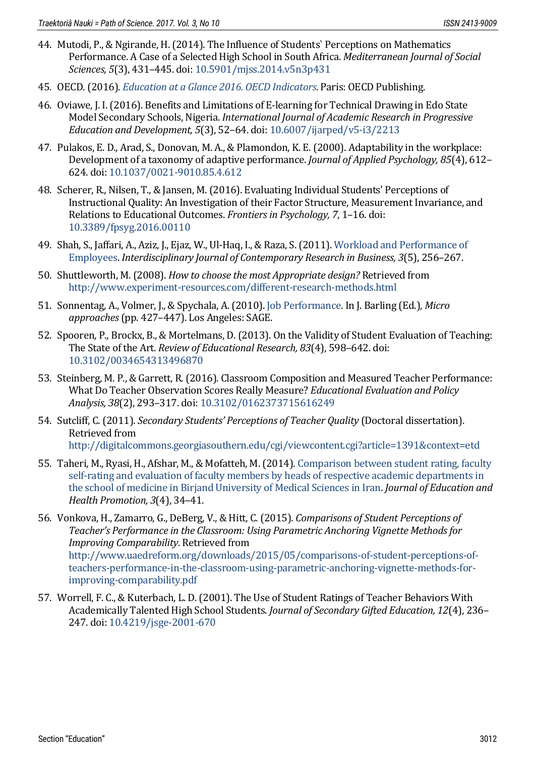44. Mutodi, P., & Ngirande, H. (2014). The Influence of Students` Perceptions on Mathematics Performance. A Case of a Selected High School in South Africa. *Mediterranean Journal of Social Sciences, 5*(3), 431–445. doi: 10.5901/mjss.2014.v5n3p431
45. OECD. (2016). *Education at a Glance 2016. OECD Indicators*. Paris: OECD Publishing.
46. Oviawe, J. I. (2016). Benefits and Limitations of E-learning for Technical Drawing in Edo State Model Secondary Schools, Nigeria. *International Journal of Academic Research in Progressive Education and Development, 5*(3), 52–64. doi: 10.6007/ijarped/v5-i3/2213
47. Pulakos, E. D., Arad, S., Donovan, M. A., & Plamondon, K. E. (2000). Adaptability in the workplace: Development of a taxonomy of adaptive performance. *Journal of Applied Psychology, 85*(4), 612–624. doi: 10.1037/0021-9010.85.4.612
48. Scherer, R., Nilsen, T., & Jansen, M. (2016). Evaluating Individual Students' Perceptions of Instructional Quality: An Investigation of their Factor Structure, Measurement Invariance, and Relations to Educational Outcomes. *Frontiers in Psychology, 7*, 1–16. doi: 10.3389/fpsyg.2016.00110
49. Shah, S., Jaffari, A., Aziz, J., Ejaz, W., Ul-Haq, I., & Raza, S. (2011). Workload and Performance of Employees. *Interdisciplinary Journal of Contemporary Research in Business, 3*(5), 256–267.
50. Shuttleworth, M. (2008). *How to choose the most Appropriate design?* Retrieved from http://www.experiment-resources.com/different-research-methods.html
51. Sonnentag, A., Volmer, J., & Spychala, A. (2010). Job Performance. In J. Barling (Ed.), *Micro approaches* (pp. 427–447). Los Angeles: SAGE.
52. Spooren, P., Brockx, B., & Mortelmans, D. (2013). On the Validity of Student Evaluation of Teaching: The State of the Art. *Review of Educational Research, 83*(4), 598–642. doi: 10.3102/0034654313496870
53. Steinberg, M. P., & Garrett, R. (2016). Classroom Composition and Measured Teacher Performance: What Do Teacher Observation Scores Really Measure? *Educational Evaluation and Policy Analysis, 38*(2), 293–317. doi: 10.3102/0162373715616249
54. Sutcliff, C. (2011). *Secondary Students' Perceptions of Teacher Quality* (Doctoral dissertation). Retrieved from http://digitalcommons.georgiasouthern.edu/cgi/viewcontent.cgi?article=1391&context=etd
55. Taheri, M., Ryasi, H., Afshar, M., & Mofatteh, M. (2014). Comparison between student rating, faculty self-rating and evaluation of faculty members by heads of respective academic departments in the school of medicine in Birjand University of Medical Sciences in Iran. *Journal of Education and Health Promotion, 3*(4), 34–41.
56. Vonkova, H., Zamarro, G., DeBerg, V., & Hitt, C. (2015). *Comparisons of Student Perceptions of Teacher's Performance in the Classroom: Using Parametric Anchoring Vignette Methods for Improving Comparability*. Retrieved from http://www.uaedreform.org/downloads/2015/05/comparisons-of-student-perceptions-of-teachers-performance-in-the-classroom-using-parametric-anchoring-vignette-methods-for-improving-comparability.pdf
57. Worrell, F. C., & Kuterbach, L. D. (2001). The Use of Student Ratings of Teacher Behaviors With Academically Talented High School Students. *Journal of Secondary Gifted Education, 12*(4), 236–247. doi: 10.4219/jsge-2001-670